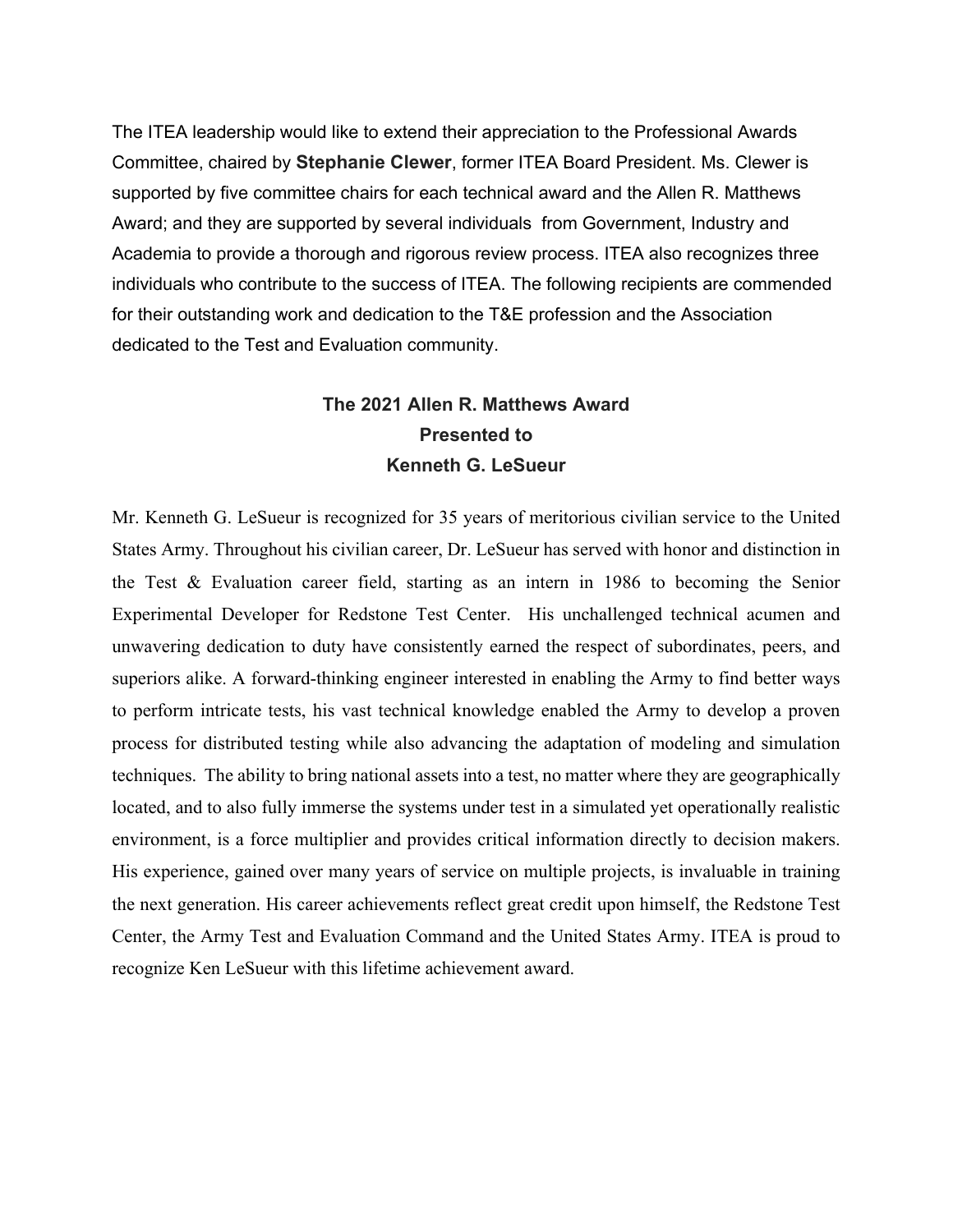The ITEA leadership would like to extend their appreciation to the Professional Awards Committee, chaired by **Stephanie Clewer**, former ITEA Board President. Ms. Clewer is supported by five committee chairs for each technical award and the Allen R. Matthews Award; and they are supported by several individuals from Government, Industry and Academia to provide a thorough and rigorous review process. ITEA also recognizes three individuals who contribute to the success of ITEA. The following recipients are commended for their outstanding work and dedication to the T&E profession and the Association dedicated to the Test and Evaluation community.

## The 2021 Allen R. Matthews Award
## Presented to
## Kenneth G. LeSueur

Mr. Kenneth G. LeSueur is recognized for 35 years of meritorious civilian service to the United States Army. Throughout his civilian career, Dr. LeSueur has served with honor and distinction in the Test & Evaluation career field, starting as an intern in 1986 to becoming the Senior Experimental Developer for Redstone Test Center. His unchallenged technical acumen and unwavering dedication to duty have consistently earned the respect of subordinates, peers, and superiors alike. A forward-thinking engineer interested in enabling the Army to find better ways to perform intricate tests, his vast technical knowledge enabled the Army to develop a proven process for distributed testing while also advancing the adaptation of modeling and simulation techniques. The ability to bring national assets into a test, no matter where they are geographically located, and to also fully immerse the systems under test in a simulated yet operationally realistic environment, is a force multiplier and provides critical information directly to decision makers. His experience, gained over many years of service on multiple projects, is invaluable in training the next generation. His career achievements reflect great credit upon himself, the Redstone Test Center, the Army Test and Evaluation Command and the United States Army. ITEA is proud to recognize Ken LeSueur with this lifetime achievement award.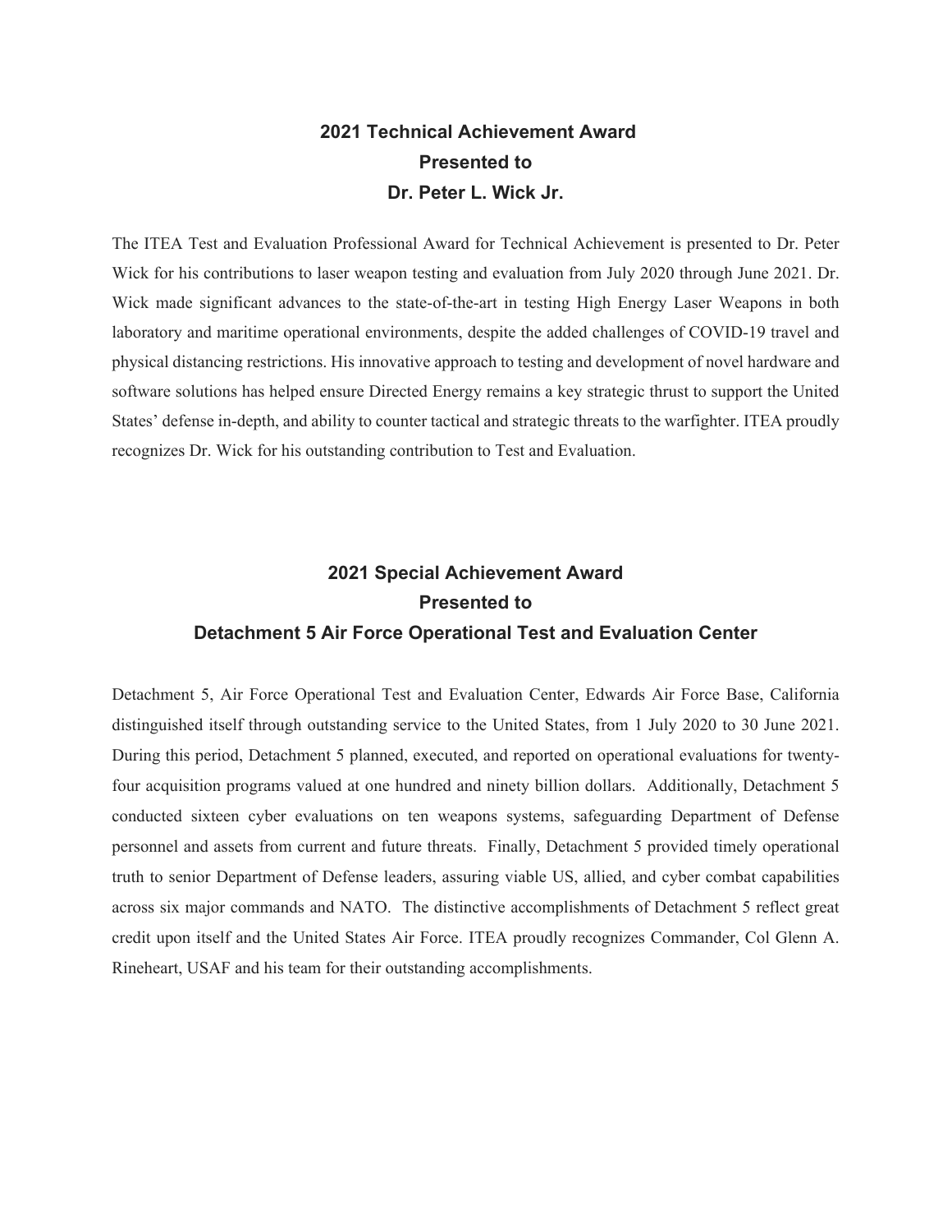## 2021 Technical Achievement Award
## Presented to
## Dr. Peter L. Wick Jr.

The ITEA Test and Evaluation Professional Award for Technical Achievement is presented to Dr. Peter Wick for his contributions to laser weapon testing and evaluation from July 2020 through June 2021. Dr. Wick made significant advances to the state-of-the-art in testing High Energy Laser Weapons in both laboratory and maritime operational environments, despite the added challenges of COVID-19 travel and physical distancing restrictions. His innovative approach to testing and development of novel hardware and software solutions has helped ensure Directed Energy remains a key strategic thrust to support the United States' defense in-depth, and ability to counter tactical and strategic threats to the warfighter. ITEA proudly recognizes Dr. Wick for his outstanding contribution to Test and Evaluation.

## 2021 Special Achievement Award
## Presented to
## Detachment 5 Air Force Operational Test and Evaluation Center

Detachment 5, Air Force Operational Test and Evaluation Center, Edwards Air Force Base, California distinguished itself through outstanding service to the United States, from 1 July 2020 to 30 June 2021. During this period, Detachment 5 planned, executed, and reported on operational evaluations for twenty-four acquisition programs valued at one hundred and ninety billion dollars. Additionally, Detachment 5 conducted sixteen cyber evaluations on ten weapons systems, safeguarding Department of Defense personnel and assets from current and future threats. Finally, Detachment 5 provided timely operational truth to senior Department of Defense leaders, assuring viable US, allied, and cyber combat capabilities across six major commands and NATO. The distinctive accomplishments of Detachment 5 reflect great credit upon itself and the United States Air Force. ITEA proudly recognizes Commander, Col Glenn A. Rineheart, USAF and his team for their outstanding accomplishments.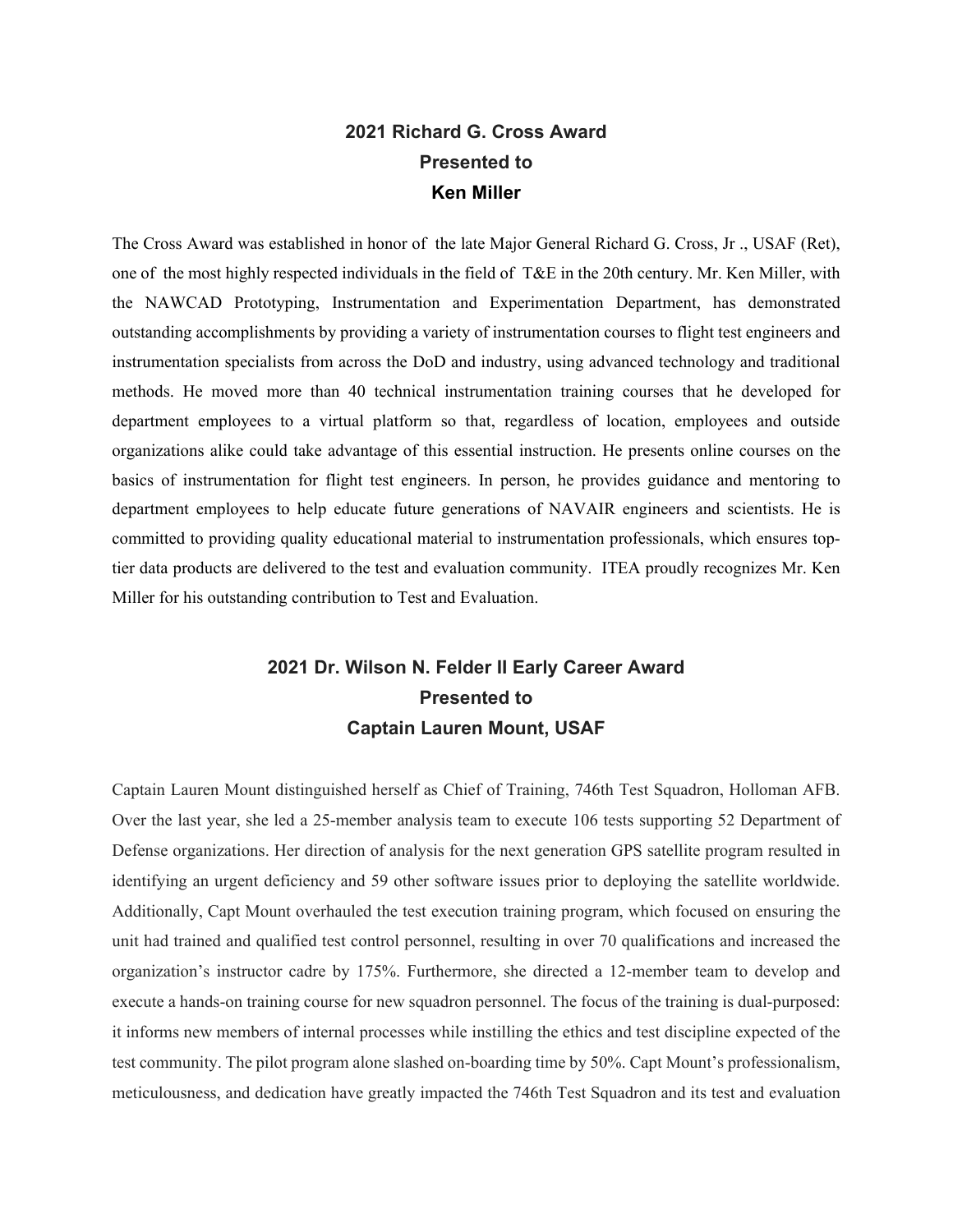## 2021 Richard G. Cross Award
## Presented to
## Ken Miller

The Cross Award was established in honor of the late Major General Richard G. Cross, Jr ., USAF (Ret), one of the most highly respected individuals in the field of T&E in the 20th century. Mr. Ken Miller, with the NAWCAD Prototyping, Instrumentation and Experimentation Department, has demonstrated outstanding accomplishments by providing a variety of instrumentation courses to flight test engineers and instrumentation specialists from across the DoD and industry, using advanced technology and traditional methods. He moved more than 40 technical instrumentation training courses that he developed for department employees to a virtual platform so that, regardless of location, employees and outside organizations alike could take advantage of this essential instruction. He presents online courses on the basics of instrumentation for flight test engineers. In person, he provides guidance and mentoring to department employees to help educate future generations of NAVAIR engineers and scientists. He is committed to providing quality educational material to instrumentation professionals, which ensures top-tier data products are delivered to the test and evaluation community. ITEA proudly recognizes Mr. Ken Miller for his outstanding contribution to Test and Evaluation.

## 2021 Dr. Wilson N. Felder II Early Career Award
## Presented to
## Captain Lauren Mount, USAF

Captain Lauren Mount distinguished herself as Chief of Training, 746th Test Squadron, Holloman AFB. Over the last year, she led a 25-member analysis team to execute 106 tests supporting 52 Department of Defense organizations. Her direction of analysis for the next generation GPS satellite program resulted in identifying an urgent deficiency and 59 other software issues prior to deploying the satellite worldwide. Additionally, Capt Mount overhauled the test execution training program, which focused on ensuring the unit had trained and qualified test control personnel, resulting in over 70 qualifications and increased the organization's instructor cadre by 175%. Furthermore, she directed a 12-member team to develop and execute a hands-on training course for new squadron personnel. The focus of the training is dual-purposed: it informs new members of internal processes while instilling the ethics and test discipline expected of the test community. The pilot program alone slashed on-boarding time by 50%. Capt Mount's professionalism, meticulousness, and dedication have greatly impacted the 746th Test Squadron and its test and evaluation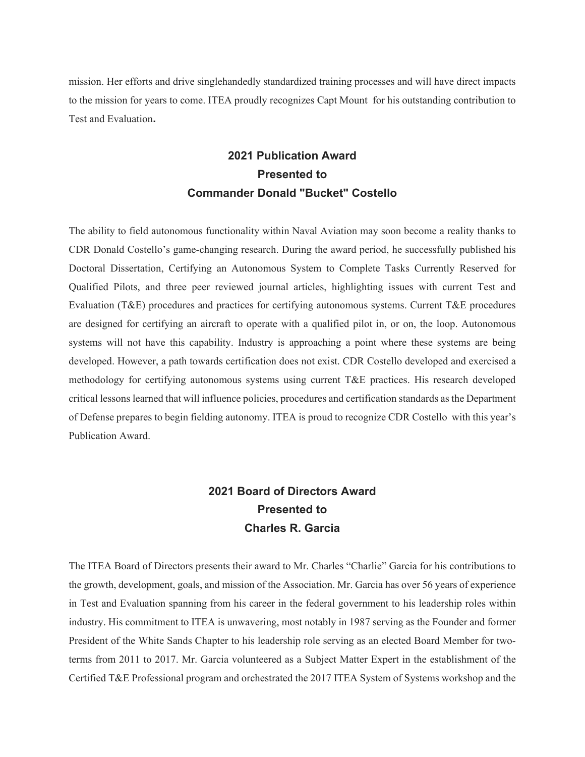mission. Her efforts and drive singlehandedly standardized training processes and will have direct impacts to the mission for years to come. ITEA proudly recognizes Capt Mount for his outstanding contribution to Test and Evaluation**.**

## 2021 Publication Award
## Presented to
## Commander Donald "Bucket" Costello

The ability to field autonomous functionality within Naval Aviation may soon become a reality thanks to CDR Donald Costello's game-changing research. During the award period, he successfully published his Doctoral Dissertation, Certifying an Autonomous System to Complete Tasks Currently Reserved for Qualified Pilots, and three peer reviewed journal articles, highlighting issues with current Test and Evaluation (T&E) procedures and practices for certifying autonomous systems. Current T&E procedures are designed for certifying an aircraft to operate with a qualified pilot in, or on, the loop. Autonomous systems will not have this capability. Industry is approaching a point where these systems are being developed. However, a path towards certification does not exist. CDR Costello developed and exercised a methodology for certifying autonomous systems using current T&E practices. His research developed critical lessons learned that will influence policies, procedures and certification standards as the Department of Defense prepares to begin fielding autonomy. ITEA is proud to recognize CDR Costello with this year's Publication Award.

## 2021 Board of Directors Award
## Presented to
## Charles R. Garcia

The ITEA Board of Directors presents their award to Mr. Charles "Charlie" Garcia for his contributions to the growth, development, goals, and mission of the Association. Mr. Garcia has over 56 years of experience in Test and Evaluation spanning from his career in the federal government to his leadership roles within industry. His commitment to ITEA is unwavering, most notably in 1987 serving as the Founder and former President of the White Sands Chapter to his leadership role serving as an elected Board Member for two-terms from 2011 to 2017. Mr. Garcia volunteered as a Subject Matter Expert in the establishment of the Certified T&E Professional program and orchestrated the 2017 ITEA System of Systems workshop and the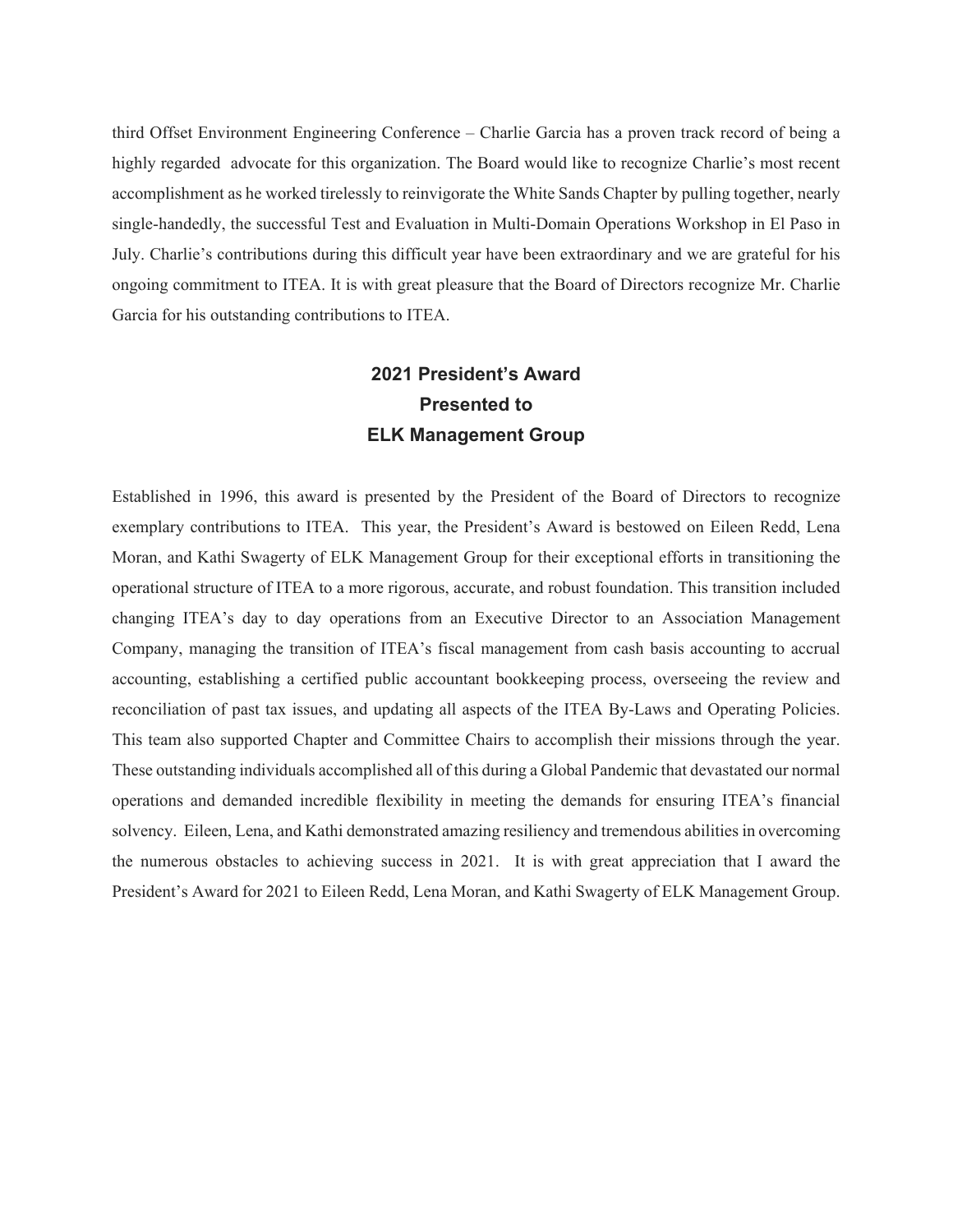third Offset Environment Engineering Conference – Charlie Garcia has a proven track record of being a highly regarded advocate for this organization. The Board would like to recognize Charlie's most recent accomplishment as he worked tirelessly to reinvigorate the White Sands Chapter by pulling together, nearly single-handedly, the successful Test and Evaluation in Multi-Domain Operations Workshop in El Paso in July. Charlie's contributions during this difficult year have been extraordinary and we are grateful for his ongoing commitment to ITEA. It is with great pleasure that the Board of Directors recognize Mr. Charlie Garcia for his outstanding contributions to ITEA.

## 2021 President's Award
## Presented to
## ELK Management Group

Established in 1996, this award is presented by the President of the Board of Directors to recognize exemplary contributions to ITEA. This year, the President's Award is bestowed on Eileen Redd, Lena Moran, and Kathi Swagerty of ELK Management Group for their exceptional efforts in transitioning the operational structure of ITEA to a more rigorous, accurate, and robust foundation. This transition included changing ITEA's day to day operations from an Executive Director to an Association Management Company, managing the transition of ITEA's fiscal management from cash basis accounting to accrual accounting, establishing a certified public accountant bookkeeping process, overseeing the review and reconciliation of past tax issues, and updating all aspects of the ITEA By-Laws and Operating Policies. This team also supported Chapter and Committee Chairs to accomplish their missions through the year. These outstanding individuals accomplished all of this during a Global Pandemic that devastated our normal operations and demanded incredible flexibility in meeting the demands for ensuring ITEA's financial solvency. Eileen, Lena, and Kathi demonstrated amazing resiliency and tremendous abilities in overcoming the numerous obstacles to achieving success in 2021. It is with great appreciation that I award the President's Award for 2021 to Eileen Redd, Lena Moran, and Kathi Swagerty of ELK Management Group.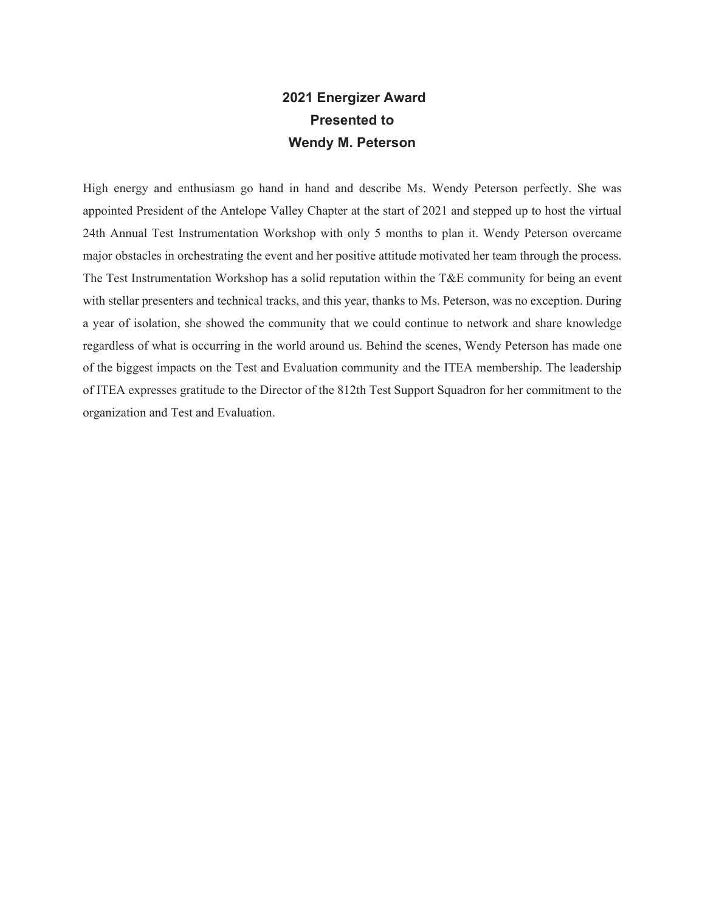## 2021 Energizer Award
## Presented to
## Wendy M. Peterson

High energy and enthusiasm go hand in hand and describe Ms. Wendy Peterson perfectly. She was appointed President of the Antelope Valley Chapter at the start of 2021 and stepped up to host the virtual 24th Annual Test Instrumentation Workshop with only 5 months to plan it. Wendy Peterson overcame major obstacles in orchestrating the event and her positive attitude motivated her team through the process. The Test Instrumentation Workshop has a solid reputation within the T&E community for being an event with stellar presenters and technical tracks, and this year, thanks to Ms. Peterson, was no exception. During a year of isolation, she showed the community that we could continue to network and share knowledge regardless of what is occurring in the world around us. Behind the scenes, Wendy Peterson has made one of the biggest impacts on the Test and Evaluation community and the ITEA membership. The leadership of ITEA expresses gratitude to the Director of the 812th Test Support Squadron for her commitment to the organization and Test and Evaluation.